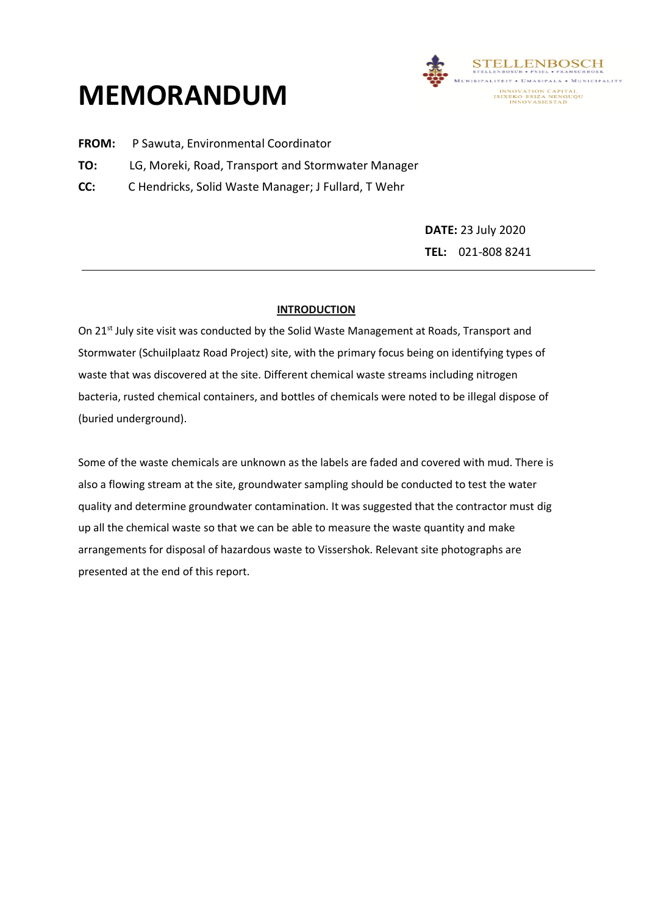# MEMORANDUM

STELLENBOSCH
STELLENBOSCH • PNIEL • FRANSCHHOEK
MUNISIPALITEIT • UMASIPALA • MUNICIPALITY
INNOVATION CAPITAL
ISIXEKO ESIZA NENGUQU
INNOVASIESTAD

**FROM:** P Sawuta, Environmental Coordinator

**TO:** LG, Moreki, Road, Transport and Stormwater Manager

**CC:** C Hendricks, Solid Waste Manager; J Fullard, T Wehr

**DATE:** 23 July 2020

**TEL:** 021-808 8241

---

## INTRODUCTION

On 21st July site visit was conducted by the Solid Waste Management at Roads, Transport and Stormwater (Schuilplaatz Road Project) site, with the primary focus being on identifying types of waste that was discovered at the site. Different chemical waste streams including nitrogen bacteria, rusted chemical containers, and bottles of chemicals were noted to be illegal dispose of (buried underground).

Some of the waste chemicals are unknown as the labels are faded and covered with mud. There is also a flowing stream at the site, groundwater sampling should be conducted to test the water quality and determine groundwater contamination. It was suggested that the contractor must dig up all the chemical waste so that we can be able to measure the waste quantity and make arrangements for disposal of hazardous waste to Vissershok. Relevant site photographs are presented at the end of this report.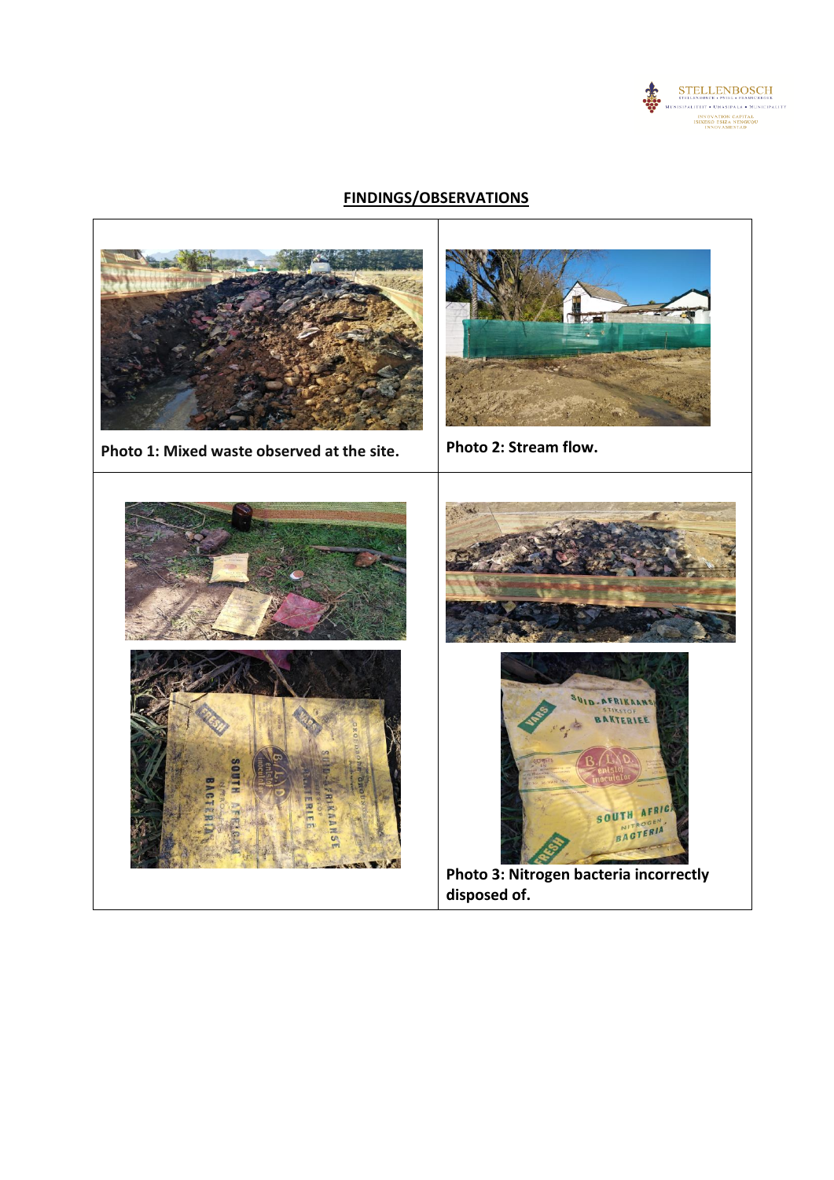## FINDINGS/OBSERVATIONS

| | |
|---|---|
| **Photo 1: Mixed waste observed at the site.** | **Photo 2: Stream flow.** |
| | **Photo 3: Nitrogen bacteria incorrectly disposed of.** |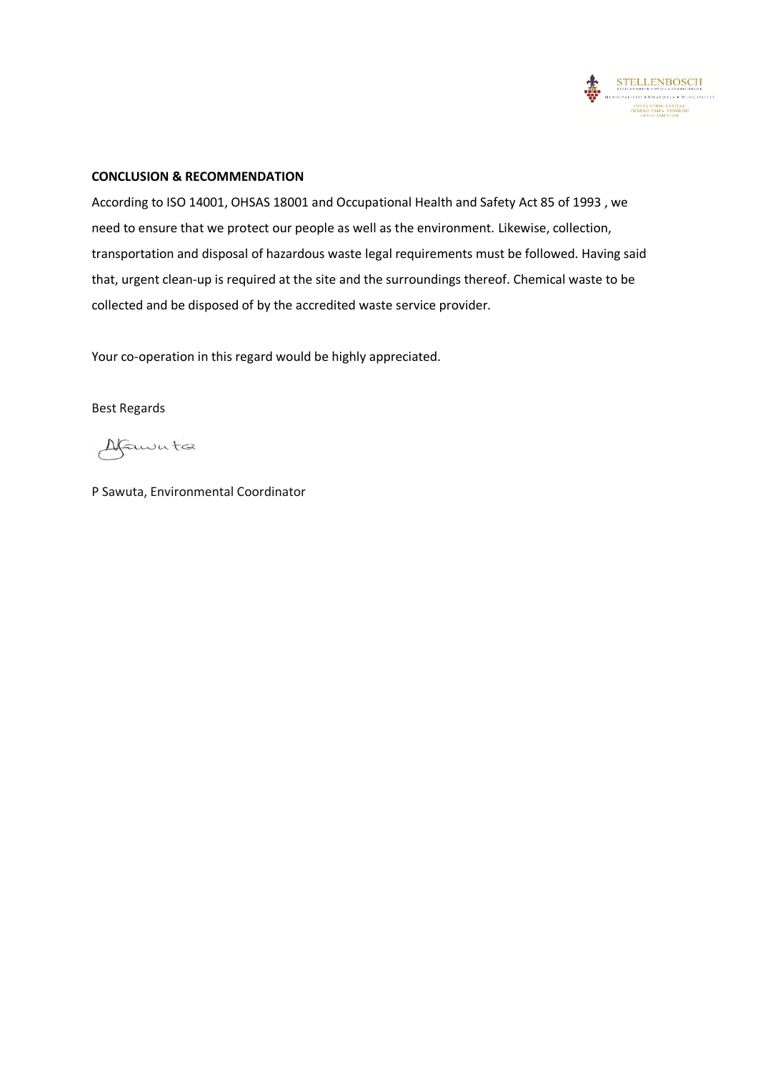**CONCLUSION & RECOMMENDATION**

According to ISO 14001, OHSAS 18001 and Occupational Health and Safety Act 85 of 1993 , we need to ensure that we protect our people as well as the environment. Likewise, collection, transportation and disposal of hazardous waste legal requirements must be followed. Having said that, urgent clean-up is required at the site and the surroundings thereof. Chemical waste to be collected and be disposed of by the accredited waste service provider.

Your co-operation in this regard would be highly appreciated.

Best Regards

P Sawuta, Environmental Coordinator